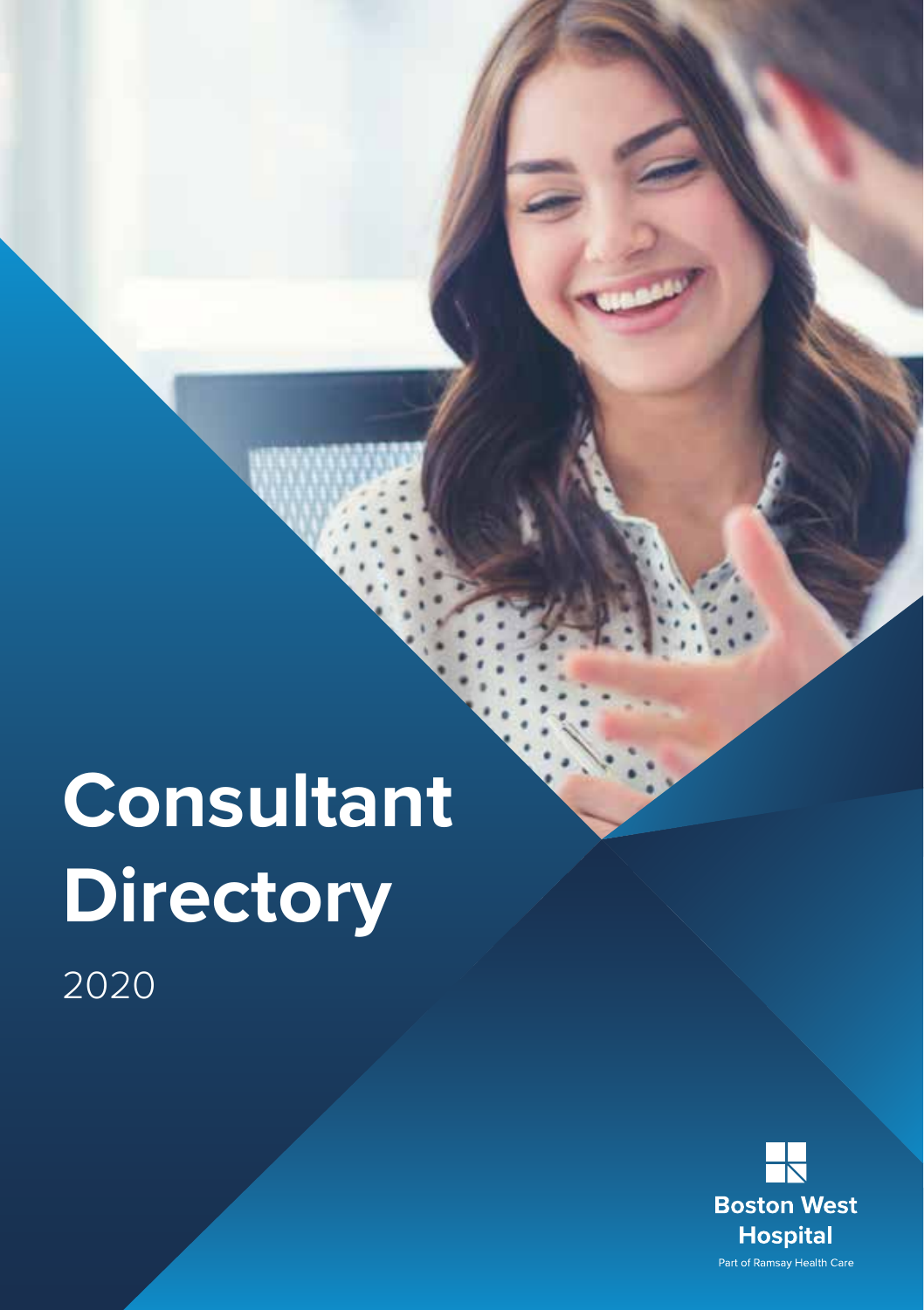# Consultant Directory

2020

**Boston West Hospital**

Part of Ramsay Health Care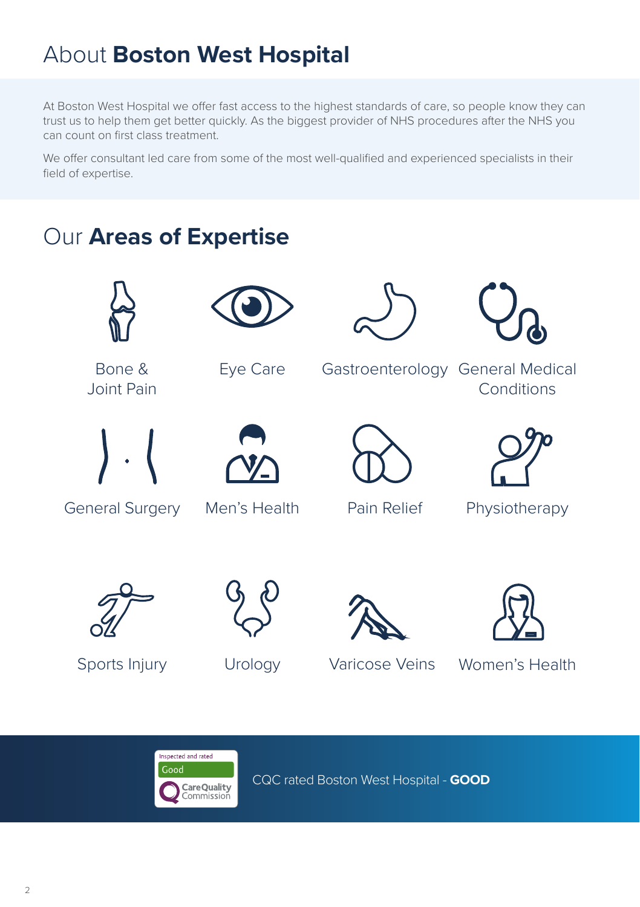# About **Boston West Hospital**

At Boston West Hospital we offer fast access to the highest standards of care, so people know they can trust us to help them get better quickly. As the biggest provider of NHS procedures after the NHS you can count on first class treatment.

We offer consultant led care from some of the most well-qualified and experienced specialists in their field of expertise.

## Our **Areas of Expertise**

- Bone & Joint Pain
- Eye Care
- Gastroenterology
- General Medical Conditions
- General Surgery
- Men's Health
- Pain Relief
- Physiotherapy
- Sports Injury
- Urology
- Varicose Veins
- Women's Health

Inspected and rated Good — Care Quality Commission

CQC rated Boston West Hospital - **GOOD**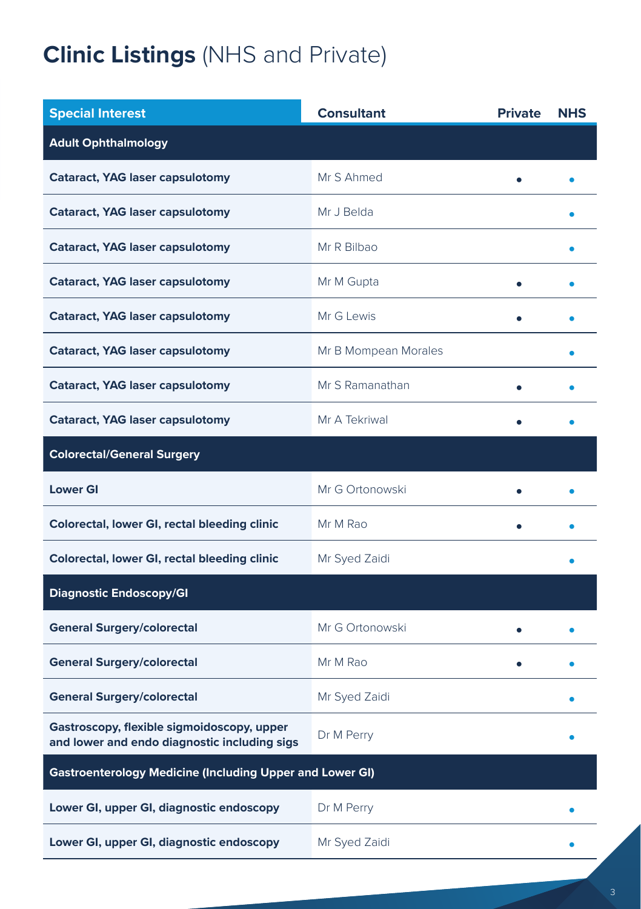# **Clinic Listings** (NHS and Private)

| Special Interest | Consultant | Private | NHS |
|---|---|---|---|
| **Adult Ophthalmology** | | | |
| **Cataract, YAG laser capsulotomy** | Mr S Ahmed | • | • |
| **Cataract, YAG laser capsulotomy** | Mr J Belda | | • |
| **Cataract, YAG laser capsulotomy** | Mr R Bilbao | | • |
| **Cataract, YAG laser capsulotomy** | Mr M Gupta | • | • |
| **Cataract, YAG laser capsulotomy** | Mr G Lewis | • | • |
| **Cataract, YAG laser capsulotomy** | Mr B Mompean Morales | | • |
| **Cataract, YAG laser capsulotomy** | Mr S Ramanathan | • | • |
| **Cataract, YAG laser capsulotomy** | Mr A Tekriwal | • | • |
| **Colorectal/General Surgery** | | | |
| **Lower GI** | Mr G Ortonowski | • | • |
| **Colorectal, lower GI, rectal bleeding clinic** | Mr M Rao | • | • |
| **Colorectal, lower GI, rectal bleeding clinic** | Mr Syed Zaidi | | • |
| **Diagnostic Endoscopy/GI** | | | |
| **General Surgery/colorectal** | Mr G Ortonowski | • | • |
| **General Surgery/colorectal** | Mr M Rao | • | • |
| **General Surgery/colorectal** | Mr Syed Zaidi | | • |
| **Gastroscopy, flexible sigmoidoscopy, upper and lower and endo diagnostic including sigs** | Dr M Perry | | • |
| **Gastroenterology Medicine (Including Upper and Lower GI)** | | | |
| **Lower GI, upper GI, diagnostic endoscopy** | Dr M Perry | | • |
| **Lower GI, upper GI, diagnostic endoscopy** | Mr Syed Zaidi | | • |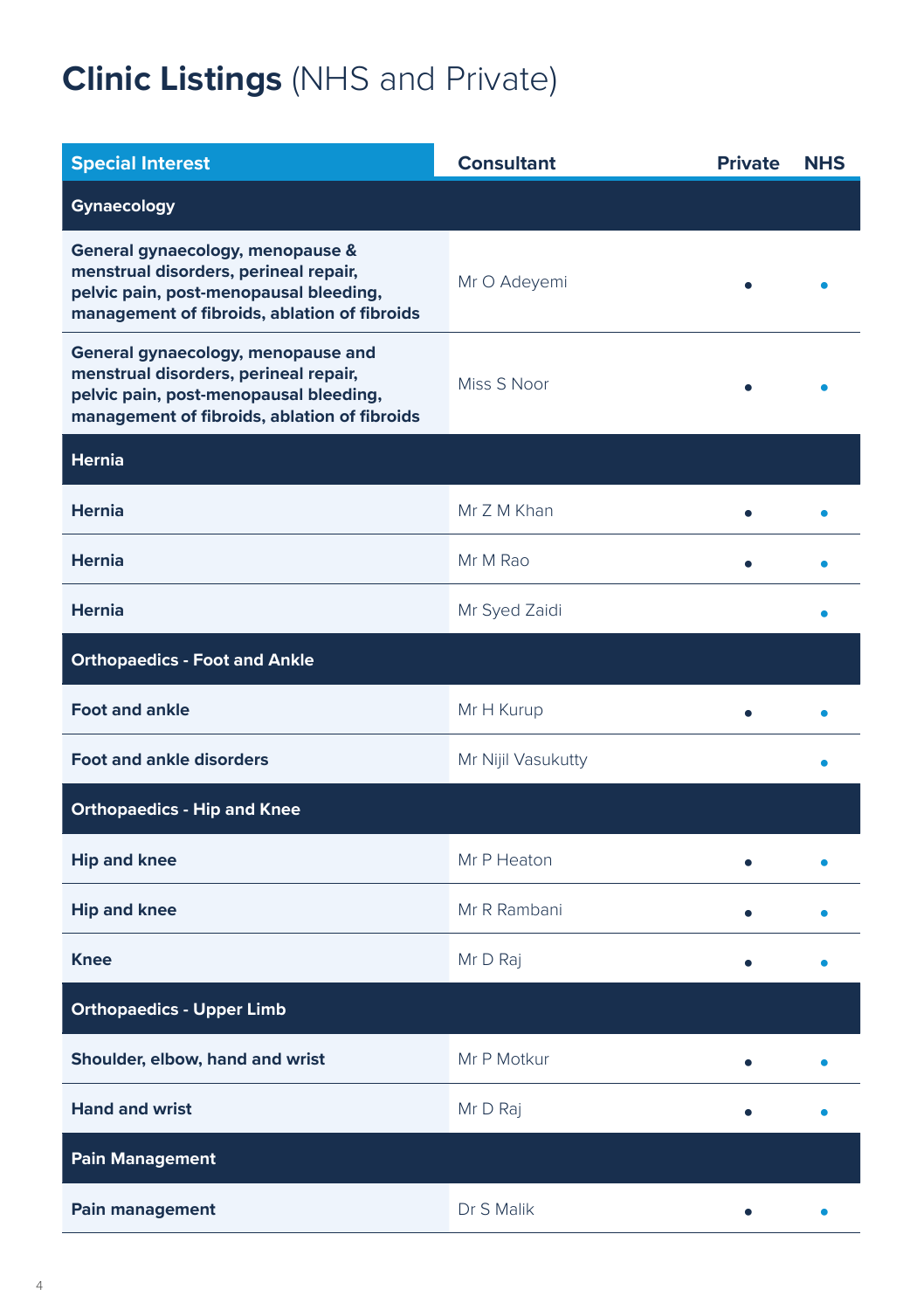# **Clinic Listings** (NHS and Private)

| Special Interest | Consultant | Private | NHS |
|---|---|---|---|
| **Gynaecology** | | | |
| **General gynaecology, menopause & menstrual disorders, perineal repair, pelvic pain, post-menopausal bleeding, management of fibroids, ablation of fibroids** | Mr O Adeyemi | • | • |
| **General gynaecology, menopause and menstrual disorders, perineal repair, pelvic pain, post-menopausal bleeding, management of fibroids, ablation of fibroids** | Miss S Noor | • | • |
| **Hernia** | | | |
| **Hernia** | Mr Z M Khan | • | • |
| **Hernia** | Mr M Rao | • | • |
| **Hernia** | Mr Syed Zaidi | | • |
| **Orthopaedics - Foot and Ankle** | | | |
| **Foot and ankle** | Mr H Kurup | • | • |
| **Foot and ankle disorders** | Mr Nijil Vasukutty | | • |
| **Orthopaedics - Hip and Knee** | | | |
| **Hip and knee** | Mr P Heaton | • | • |
| **Hip and knee** | Mr R Rambani | • | • |
| **Knee** | Mr D Raj | • | • |
| **Orthopaedics - Upper Limb** | | | |
| **Shoulder, elbow, hand and wrist** | Mr P Motkur | • | • |
| **Hand and wrist** | Mr D Raj | • | • |
| **Pain Management** | | | |
| **Pain management** | Dr S Malik | • | • |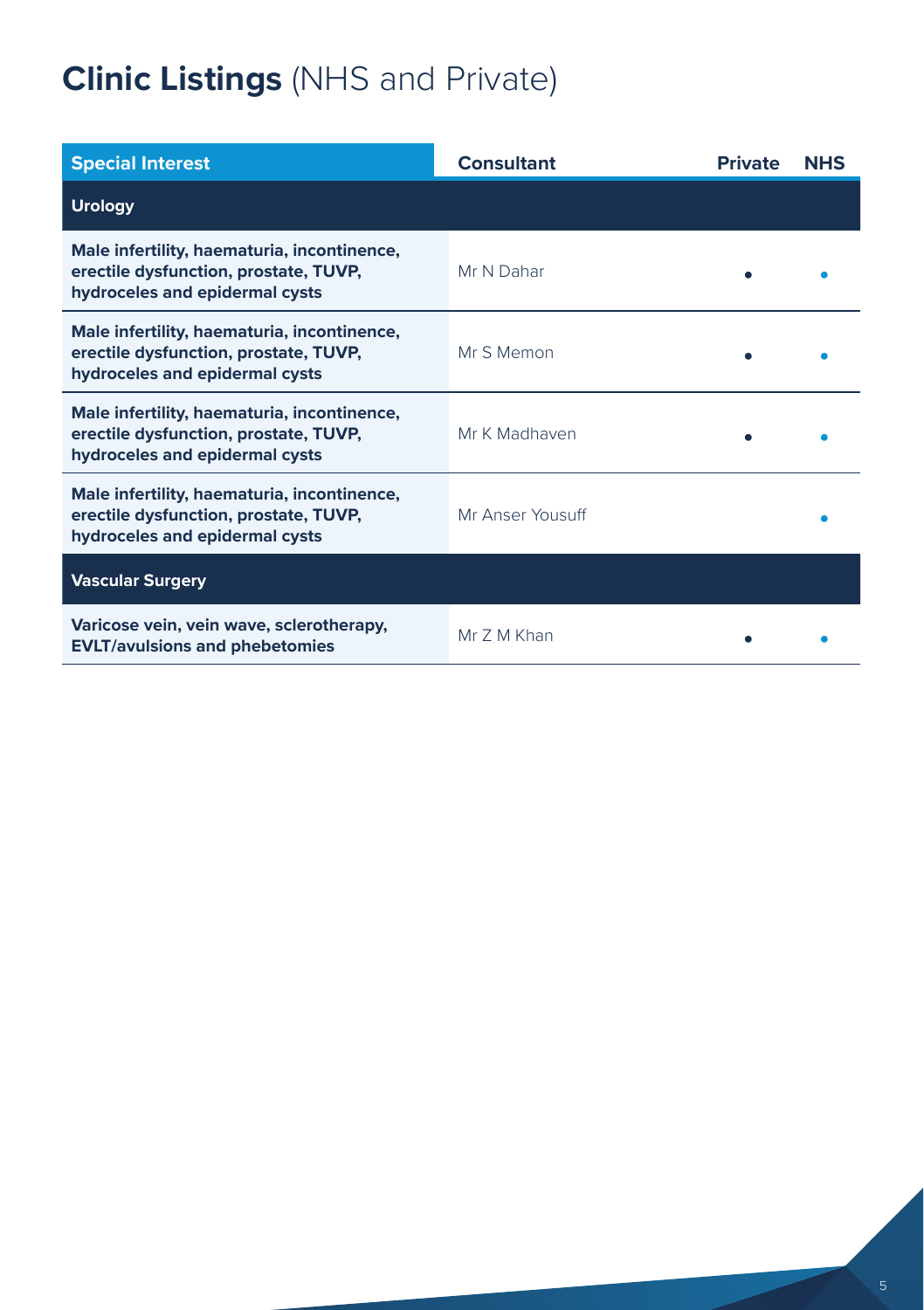# **Clinic Listings** (NHS and Private)

| Special Interest | Consultant | Private | NHS |
|---|---|---|---|
| **Urology** | | | |
| **Male infertility, haematuria, incontinence, erectile dysfunction, prostate, TUVP, hydroceles and epidermal cysts** | Mr N Dahar | • | • |
| **Male infertility, haematuria, incontinence, erectile dysfunction, prostate, TUVP, hydroceles and epidermal cysts** | Mr S Memon | • | • |
| **Male infertility, haematuria, incontinence, erectile dysfunction, prostate, TUVP, hydroceles and epidermal cysts** | Mr K Madhaven | • | • |
| **Male infertility, haematuria, incontinence, erectile dysfunction, prostate, TUVP, hydroceles and epidermal cysts** | Mr Anser Yousuff | | • |
| **Vascular Surgery** | | | |
| **Varicose vein, vein wave, sclerotherapy, EVLT/avulsions and phebetomies** | Mr Z M Khan | • | • |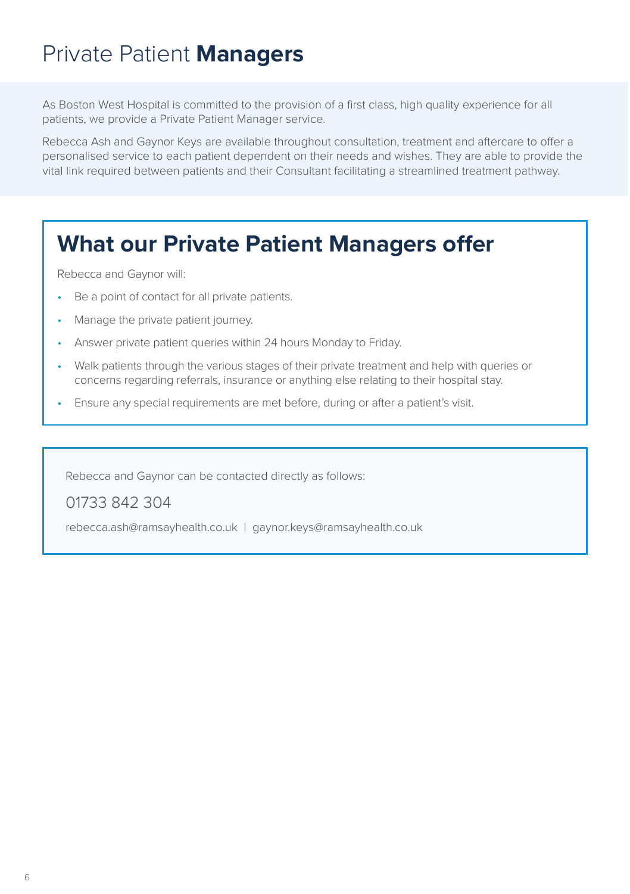# Private Patient **Managers**

As Boston West Hospital is committed to the provision of a first class, high quality experience for all patients, we provide a Private Patient Manager service.

Rebecca Ash and Gaynor Keys are available throughout consultation, treatment and aftercare to offer a personalised service to each patient dependent on their needs and wishes. They are able to provide the vital link required between patients and their Consultant facilitating a streamlined treatment pathway.

## What our Private Patient Managers offer

Rebecca and Gaynor will:

- Be a point of contact for all private patients.
- Manage the private patient journey.
- Answer private patient queries within 24 hours Monday to Friday.
- Walk patients through the various stages of their private treatment and help with queries or concerns regarding referrals, insurance or anything else relating to their hospital stay.
- Ensure any special requirements are met before, during or after a patient's visit.

Rebecca and Gaynor can be contacted directly as follows:

01733 842 304

rebecca.ash@ramsayhealth.co.uk | gaynor.keys@ramsayhealth.co.uk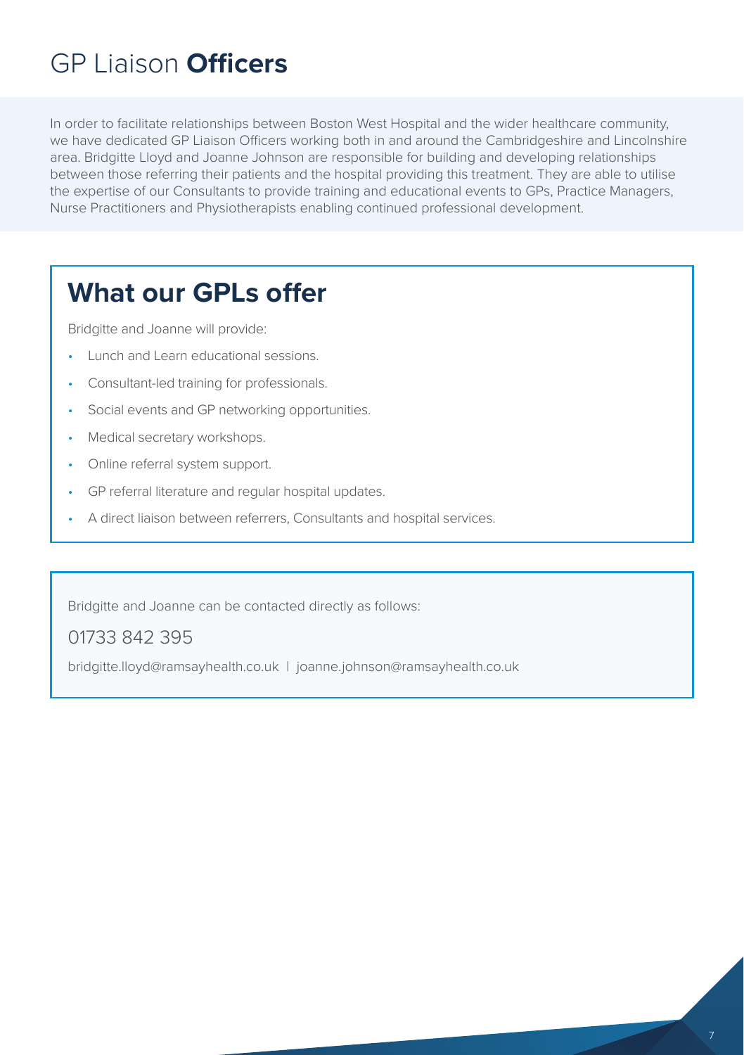# GP Liaison **Officers**

In order to facilitate relationships between Boston West Hospital and the wider healthcare community, we have dedicated GP Liaison Officers working both in and around the Cambridgeshire and Lincolnshire area. Bridgitte Lloyd and Joanne Johnson are responsible for building and developing relationships between those referring their patients and the hospital providing this treatment. They are able to utilise the expertise of our Consultants to provide training and educational events to GPs, Practice Managers, Nurse Practitioners and Physiotherapists enabling continued professional development.

## What our GPLs offer

Bridgitte and Joanne will provide:

- Lunch and Learn educational sessions.
- Consultant-led training for professionals.
- Social events and GP networking opportunities.
- Medical secretary workshops.
- Online referral system support.
- GP referral literature and regular hospital updates.
- A direct liaison between referrers, Consultants and hospital services.

Bridgitte and Joanne can be contacted directly as follows:

01733 842 395

bridgitte.lloyd@ramsayhealth.co.uk | joanne.johnson@ramsayhealth.co.uk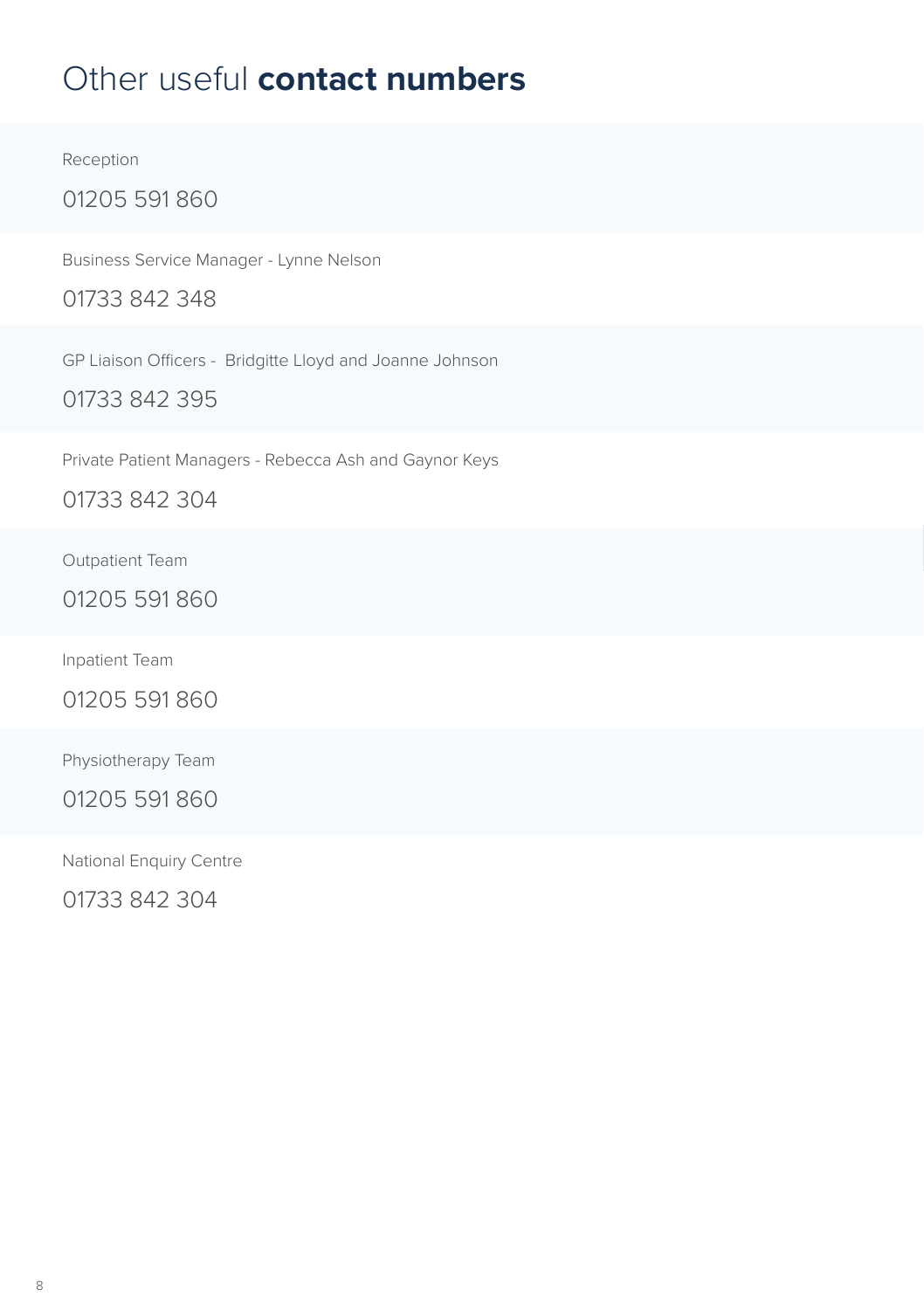# Other useful **contact numbers**

Reception

01205 591 860

Business Service Manager - Lynne Nelson

01733 842 348

GP Liaison Officers - Bridgitte Lloyd and Joanne Johnson

01733 842 395

Private Patient Managers - Rebecca Ash and Gaynor Keys

01733 842 304

Outpatient Team

01205 591 860

Inpatient Team

01205 591 860

Physiotherapy Team

01205 591 860

National Enquiry Centre

01733 842 304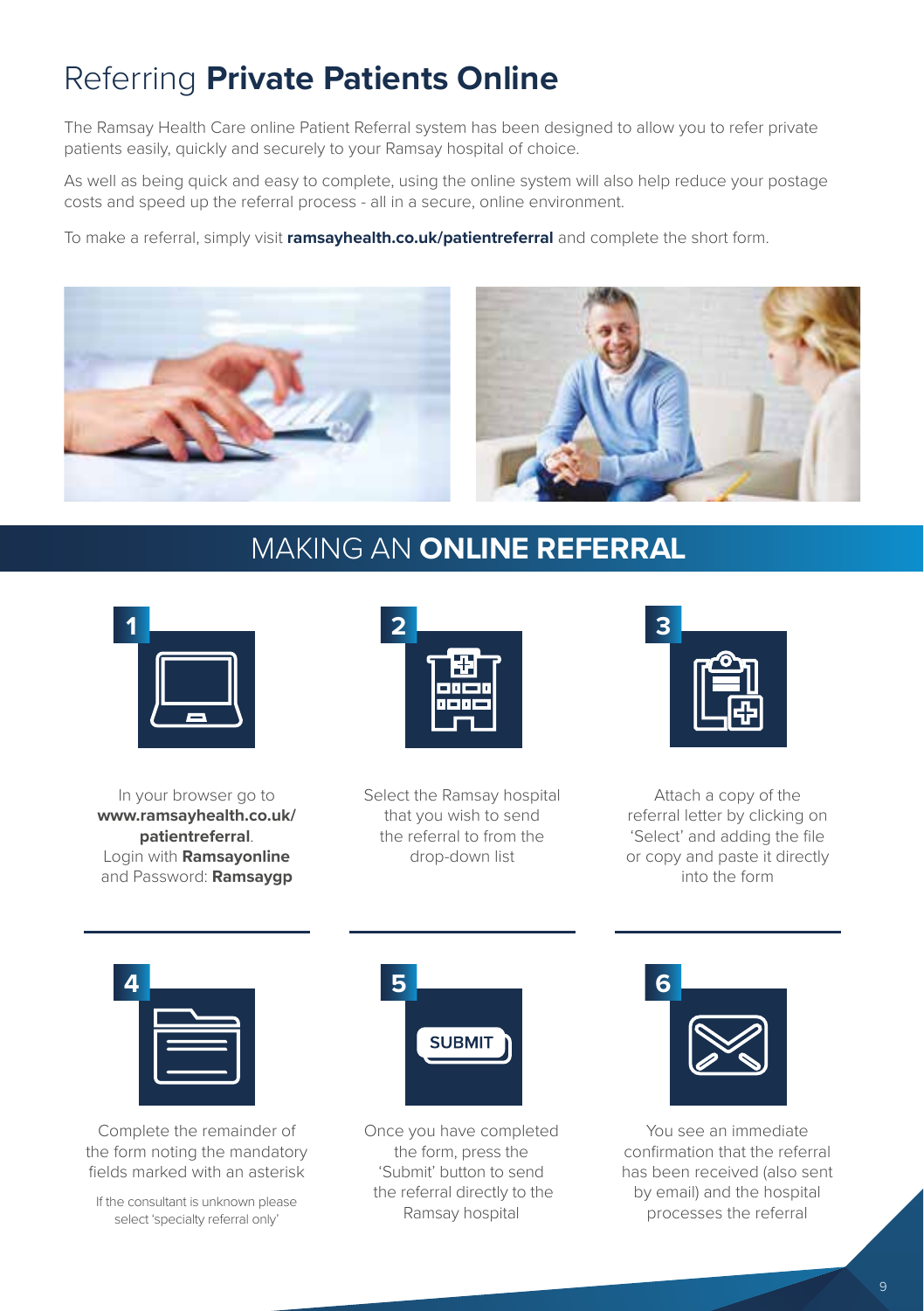# Referring **Private Patients Online**

The Ramsay Health Care online Patient Referral system has been designed to allow you to refer private patients easily, quickly and securely to your Ramsay hospital of choice.

As well as being quick and easy to complete, using the online system will also help reduce your postage costs and speed up the referral process - all in a secure, online environment.

To make a referral, simply visit **ramsayhealth.co.uk/patientreferral** and complete the short form.

## MAKING AN **ONLINE REFERRAL**

**1**

In your browser go to **www.ramsayhealth.co.uk/patientreferral**. Login with **Ramsayonline** and Password: **Ramsaygp**

**2**

Select the Ramsay hospital that you wish to send the referral to from the drop-down list

**3**

Attach a copy of the referral letter by clicking on 'Select' and adding the file or copy and paste it directly into the form

**4**

Complete the remainder of the form noting the mandatory fields marked with an asterisk

If the consultant is unknown please select 'specialty referral only'

**5**

SUBMIT

Once you have completed the form, press the 'Submit' button to send the referral directly to the Ramsay hospital

**6**

You see an immediate confirmation that the referral has been received (also sent by email) and the hospital processes the referral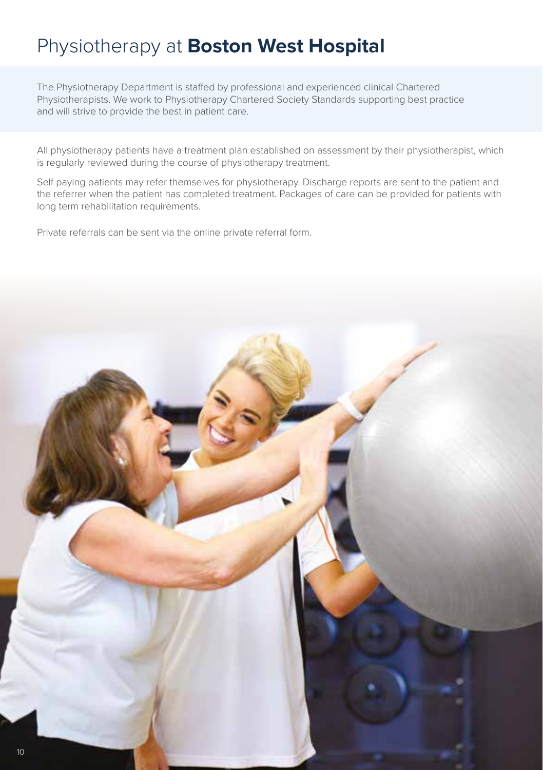# Physiotherapy at **Boston West Hospital**

The Physiotherapy Department is staffed by professional and experienced clinical Chartered Physiotherapists. We work to Physiotherapy Chartered Society Standards supporting best practice and will strive to provide the best in patient care.

All physiotherapy patients have a treatment plan established on assessment by their physiotherapist, which is regularly reviewed during the course of physiotherapy treatment.

Self paying patients may refer themselves for physiotherapy. Discharge reports are sent to the patient and the referrer when the patient has completed treatment. Packages of care can be provided for patients with long term rehabilitation requirements.

Private referrals can be sent via the online private referral form.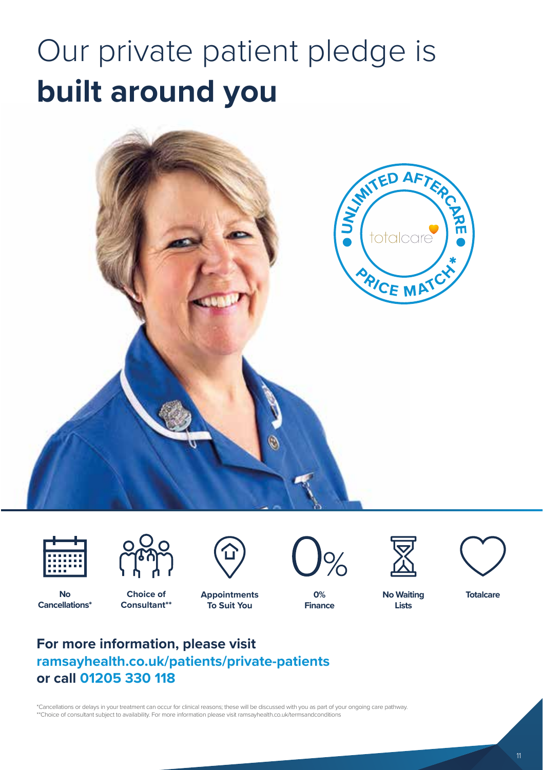# Our private patient pledge is **built around you**

UNLIMITED AFTERCARE

totalcare

PRICE MATCH*

- **No Cancellations***
- **Choice of Consultant****
- **Appointments To Suit You**
- **0% Finance**
- **No Waiting Lists**
- **Totalcare**

**For more information, please visit**
**ramsayhealth.co.uk/patients/private-patients**
**or call 01205 330 118**

*Cancellations or delays in your treatment can occur for clinical reasons; these will be discussed with you as part of your ongoing care pathway.
**Choice of consultant subject to availability. For more information please visit ramsayhealth.co.uk/termsandconditions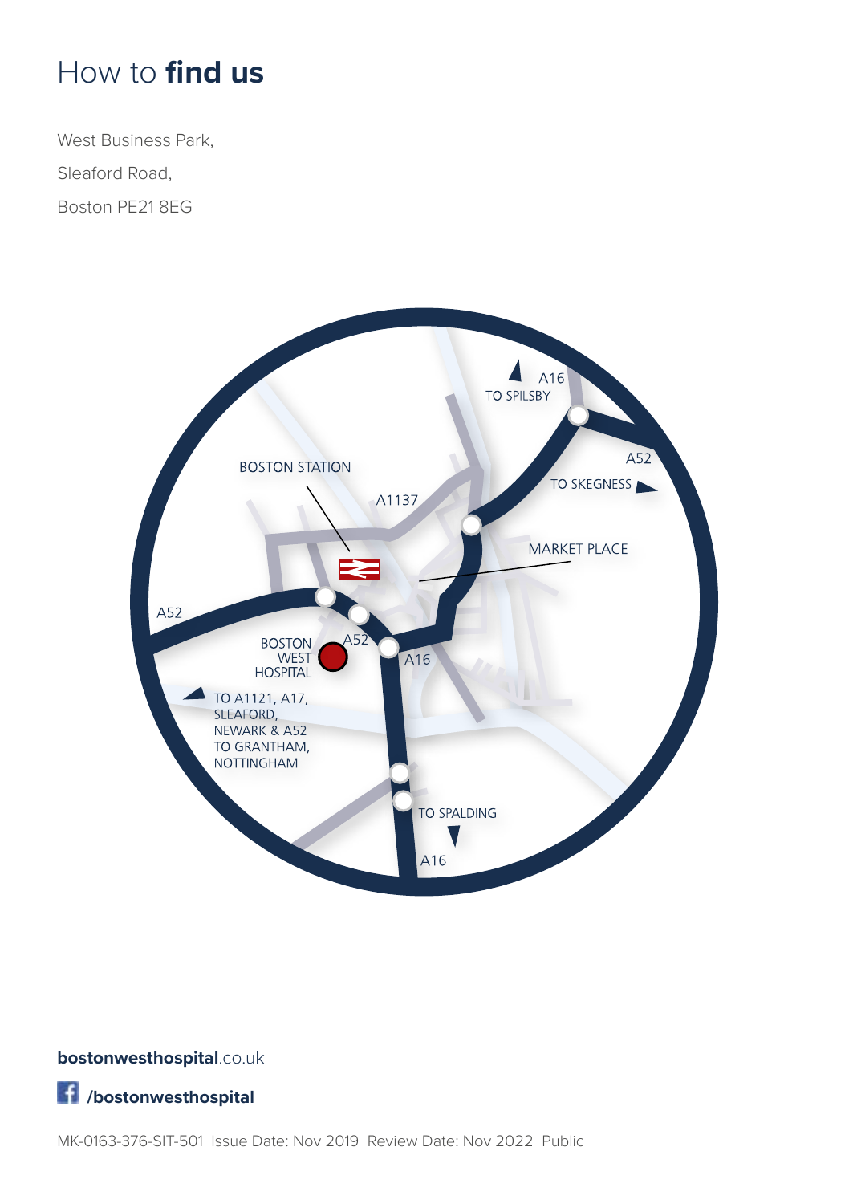# How to **find us**

West Business Park,

Sleaford Road,

Boston PE21 8EG

A16
TO SPILSBY

A52
TO SKEGNESS

BOSTON STATION

A1137

MARKET PLACE

A52

BOSTON
WEST
HOSPITAL

A52

A16

TO A1121, A17,
SLEAFORD,
NEWARK & A52
TO GRANTHAM,
NOTTINGHAM

TO SPALDING

A16

**bostonwesthospital**.co.uk

**/bostonwesthospital**

MK-0163-376-SIT-501 Issue Date: Nov 2019 Review Date: Nov 2022 Public